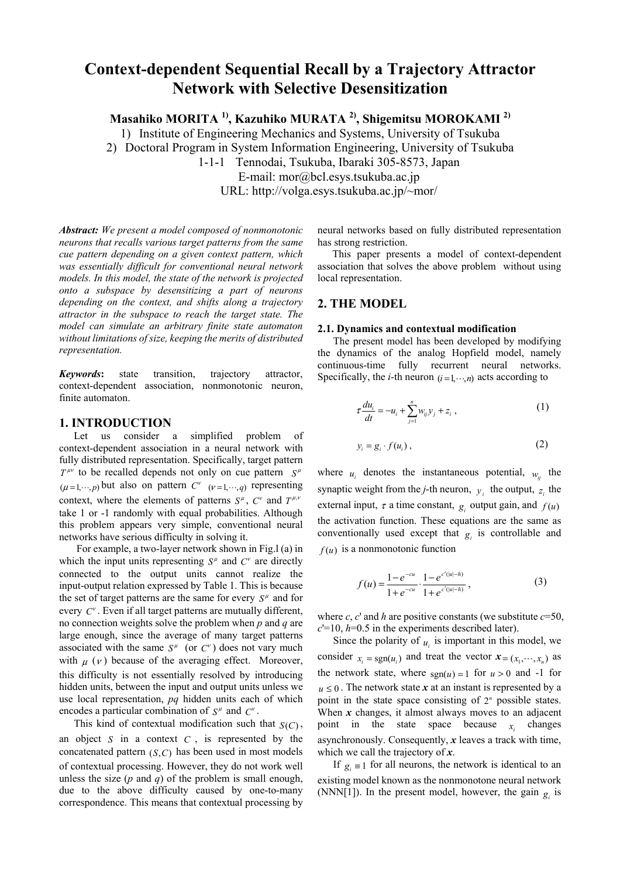# Context-dependent Sequential Recall by a Trajectory Attractor Network with Selective Desensitization

**Masahiko MORITA [1)], Kazuhiko MURATA [2)], Shigemitsu MOROKAMI [2)]**

1) Institute of Engineering Mechanics and Systems, University of Tsukuba

2) Doctoral Program in System Information Engineering, University of Tsukuba

1-1-1 Tennodai, Tsukuba, Ibaraki 305-8573, Japan

E-mail: mor@bcl.esys.tsukuba.ac.jp

URL: http://volga.esys.tsukuba.ac.jp/~mor/

***Abstract:*** *We present a model composed of nonmonotonic neurons that recalls various target patterns from the same cue pattern depending on a given context pattern, which was essentially difficult for conventional neural network models. In this model, the state of the network is projected onto a subspace by desensitizing a part of neurons depending on the context, and shifts along a trajectory attractor in the subspace to reach the target state. The model can simulate an arbitrary finite state automaton without limitations of size, keeping the merits of distributed representation.*

***Keywords*****:** state transition, trajectory attractor, context-dependent association, nonmonotonic neuron, finite automaton.

## 1. INTRODUCTION

Let us consider a simplified problem of context-dependent association in a neural network with fully distributed representation. Specifically, target pattern $T^{\mu\nu}$ to be recalled depends not only on cue pattern $S^{\mu}$ $(\mu=1,\cdots,p)$ but also on pattern $C^{\nu}$ $(\nu=1,\cdots,q)$ representing context, where the elements of patterns $S^{\mu}$, $C^{\nu}$ and $T^{\mu,\nu}$ take 1 or -1 randomly with equal probabilities. Although this problem appears very simple, conventional neural networks have serious difficulty in solving it.

For example, a two-layer network shown in Fig.1 (a) in which the input units representing $S^{\mu}$ and $C^{\nu}$ are directly connected to the output units cannot realize the input-output relation expressed by Table 1. This is because the set of target patterns are the same for every $S^{\mu}$ and for every $C^{\nu}$. Even if all target patterns are mutually different, no connection weights solve the problem when *p* and *q* are large enough, since the average of many target patterns associated with the same $S^{\mu}$ (or $C^{\nu}$) does not vary much with $\mu$ ($\nu$) because of the averaging effect. Moreover, this difficulty is not essentially resolved by introducing hidden units, between the input and output units unless we use local representation, *pq* hidden units each of which encodes a particular combination of $S^{\mu}$ and $C^{\nu}$.

This kind of contextual modification such that $S(C)$, an object $S$ in a context $C$, is represented by the concatenated pattern $(S,C)$ has been used in most models of contextual processing. However, they do not work well unless the size (*p* and *q*) of the problem is small enough, due to the above difficulty caused by one-to-many correspondence. This means that contextual processing by neural networks based on fully distributed representation has strong restriction.

This paper presents a model of context-dependent association that solves the above problem without using local representation.

## 2. THE MODEL

### 2.1. Dynamics and contextual modification

The present model has been developed by modifying the dynamics of the analog Hopfield model, namely continuous-time fully recurrent neural networks. Specifically, the *i*-th neuron $(i=1,\cdots,n)$ acts according to

$$\tau\frac{du_i}{dt}=-u_i+\sum_{j=1}^{n}w_{ij}y_j+z_i\,, \tag{1}$$

$$y_i=g_i\cdot f(u_i)\,, \tag{2}$$

where $u_i$ denotes the instantaneous potential, $w_{ij}$ the synaptic weight from the *j*-th neuron, $y_i$ the output, $z_i$ the external input, $\tau$ a time constant, $g_i$ output gain, and $f(u)$ the activation function. These equations are the same as conventionally used except that $g_i$ is controllable and $f(u)$ is a nonmonotonic function

$$f(u)=\frac{1-e^{-cu}}{1+e^{-cu}}\cdot\frac{1-e^{c'(|u|-h)}}{1+e^{c'(|u|-h)}}\,, \tag{3}$$

where *c*, *c*' and *h* are positive constants (we substitute *c*=50, *c*'=10, *h*=0.5 in the experiments described later).

Since the polarity of $u_i$ is important in this model, we consider $x_i=\mathrm{sgn}(u_i)$ and treat the vector $\boldsymbol{x}=(x_1,\cdots,x_n)$ as the network state, where $\mathrm{sgn}(u)=1$ for $u>0$ and -1 for $u\le 0$. The network state $\boldsymbol{x}$ at an instant is represented by a point in the state space consisting of $2^n$ possible states. When $\boldsymbol{x}$ changes, it almost always moves to an adjacent point in the state space because $x_i$ changes asynchronously. Consequently, $\boldsymbol{x}$ leaves a track with time, which we call the trajectory of $\boldsymbol{x}$.

If $g_i\equiv 1$ for all neurons, the network is identical to an existing model known as the nonmonotone neural network (NNN[1]). In the present model, however, the gain $g_i$ is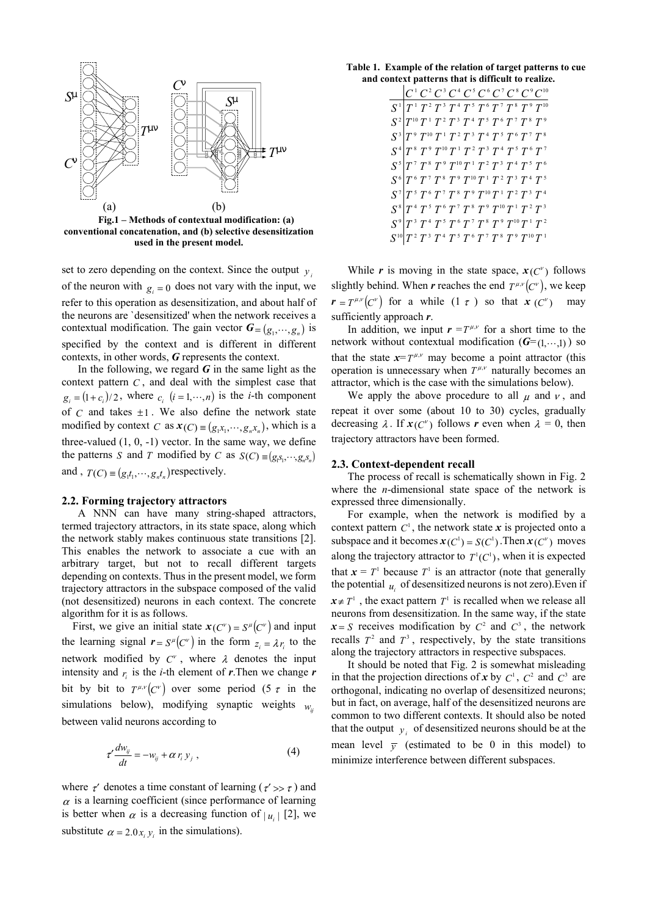Fig.1 – Methods of contextual modification: (a) conventional concatenation, and (b) selective desensitization used in the present model.

set to zero depending on the context. Since the output $y_i$ of the neuron with $g_i = 0$ does not vary with the input, we refer to this operation as desensitization, and about half of the neurons are `desensitized' when the network receives a contextual modification. The gain vector $\boldsymbol{G} = (g_1, \cdots, g_n)$ is specified by the context and is different in different contexts, in other words, $\boldsymbol{G}$ represents the context.

In the following, we regard $\boldsymbol{G}$ in the same light as the context pattern $C$, and deal with the simplest case that $g_i = (1 + c_i)/2$, where $c_i$ $(i = 1, \cdots, n)$ is the $i$-th component of $C$ and takes $\pm 1$. We also define the network state modified by context $C$ as $\boldsymbol{x}(C) \equiv (g_1 x_1, \cdots, g_n x_n)$, which is a three-valued (1, 0, -1) vector. In the same way, we define the patterns $S$ and $T$ modified by $C$ as $S(C) \equiv (g_1 s_1, \cdots, g_n s_n)$ and , $T(C) \equiv (g_1 t_1, \cdots, g_n t_n)$ respectively.

## 2.2. Forming trajectory attractors

A NNN can have many string-shaped attractors, termed trajectory attractors, in its state space, along which the network stably makes continuous state transitions [2]. This enables the network to associate a cue with an arbitrary target, but not to recall different targets depending on contexts. Thus in the present model, we form trajectory attractors in the subspace composed of the valid (not desensitized) neurons in each context. The concrete algorithm for it is as follows.

First, we give an initial state $\boldsymbol{x}(C^\nu) = S^\mu(C^\nu)$ and input the learning signal $\boldsymbol{r} = S^\mu(C^\nu)$ in the form $z_i = \lambda r_i$ to the network modified by $C^\nu$, where $\lambda$ denotes the input intensity and $r_i$ is the $i$-th element of $\boldsymbol{r}$.Then we change $\boldsymbol{r}$ bit by bit to $T^{\mu,\nu}(C^\nu)$ over some period (5 $\tau$ in the simulations below), modifying synaptic weights $w_{ij}$ between valid neurons according to

$$\tau' \frac{dw_{ij}}{dt} = -w_{ij} + \alpha\, r_i\, y_j \;, \tag{4}$$

where $\tau'$ denotes a time constant of learning ($\tau' >> \tau$) and $\alpha$ is a learning coefficient (since performance of learning is better when $\alpha$ is a decreasing function of $|u_i|$ [2], we substitute $\alpha = 2.0 x_i y_i$ in the simulations).

**Table 1. Example of the relation of target patterns to cue and context patterns that is difficult to realize.**

| | $C^1$ | $C^2$ | $C^3$ | $C^4$ | $C^5$ | $C^6$ | $C^7$ | $C^8$ | $C^9$ | $C^{10}$ |
|---|---|---|---|---|---|---|---|---|---|---|
| $S^1$ | $T^1$ | $T^2$ | $T^3$ | $T^4$ | $T^5$ | $T^6$ | $T^7$ | $T^8$ | $T^9$ | $T^{10}$ |
| $S^2$ | $T^{10}$ | $T^1$ | $T^2$ | $T^3$ | $T^4$ | $T^5$ | $T^6$ | $T^7$ | $T^8$ | $T^9$ |
| $S^3$ | $T^9$ | $T^{10}$ | $T^1$ | $T^2$ | $T^3$ | $T^4$ | $T^5$ | $T^6$ | $T^7$ | $T^8$ |
| $S^4$ | $T^8$ | $T^9$ | $T^{10}$ | $T^1$ | $T^2$ | $T^3$ | $T^4$ | $T^5$ | $T^6$ | $T^7$ |
| $S^5$ | $T^7$ | $T^8$ | $T^9$ | $T^{10}$ | $T^1$ | $T^2$ | $T^3$ | $T^4$ | $T^5$ | $T^6$ |
| $S^6$ | $T^6$ | $T^7$ | $T^8$ | $T^9$ | $T^{10}$ | $T^1$ | $T^2$ | $T^3$ | $T^4$ | $T^5$ |
| $S^7$ | $T^5$ | $T^6$ | $T^7$ | $T^8$ | $T^9$ | $T^{10}$ | $T^1$ | $T^2$ | $T^3$ | $T^4$ |
| $S^8$ | $T^4$ | $T^5$ | $T^6$ | $T^7$ | $T^8$ | $T^9$ | $T^{10}$ | $T^1$ | $T^2$ | $T^3$ |
| $S^9$ | $T^3$ | $T^4$ | $T^5$ | $T^6$ | $T^7$ | $T^8$ | $T^9$ | $T^{10}$ | $T^1$ | $T^2$ |
| $S^{10}$ | $T^2$ | $T^3$ | $T^4$ | $T^5$ | $T^6$ | $T^7$ | $T^8$ | $T^9$ | $T^{10}$ | $T^1$ |

While $\boldsymbol{r}$ is moving in the state space, $\boldsymbol{x}(C^\nu)$ follows slightly behind. When $\boldsymbol{r}$ reaches the end $T^{\mu,\nu}(C^\nu)$, we keep $\boldsymbol{r} = T^{\mu,\nu}(C^\nu)$ for a while (1 $\tau$) so that $\boldsymbol{x}(C^\nu)$ may sufficiently approach $\boldsymbol{r}$.

In addition, we input $\boldsymbol{r} = T^{\mu,\nu}$ for a short time to the network without contextual modification ($\boldsymbol{G} = (1, \cdots, 1)$) so that the state $\boldsymbol{x} = T^{\mu,\nu}$ may become a point attractor (this operation is unnecessary when $T^{\mu,\nu}$ naturally becomes an attractor, which is the case with the simulations below).

We apply the above procedure to all $\mu$ and $\nu$, and repeat it over some (about 10 to 30) cycles, gradually decreasing $\lambda$. If $\boldsymbol{x}(C^\nu)$ follows $\boldsymbol{r}$ even when $\lambda = 0$, then trajectory attractors have been formed.

## 2.3. Context-dependent recall

The process of recall is schematically shown in Fig. 2 where the $n$-dimensional state space of the network is expressed three dimensionally.

For example, when the network is modified by a context pattern $C^1$, the network state $\boldsymbol{x}$ is projected onto a subspace and it becomes $\boldsymbol{x}(C^1) = S(C^1)$.Then $\boldsymbol{x}(C^\nu)$ moves along the trajectory attractor to $T^1(C^1)$, when it is expected that $\boldsymbol{x} = T^1$ because $T^1$ is an attractor (note that generally the potential $u_i$ of desensitized neurons is not zero).Even if $\boldsymbol{x} \neq T^1$, the exact pattern $T^1$ is recalled when we release all neurons from desensitization. In the same way, if the state $\boldsymbol{x} = S$ receives modification by $C^2$ and $C^3$, the network recalls $T^2$ and $T^3$, respectively, by the state transitions along the trajectory attractors in respective subspaces.

It should be noted that Fig. 2 is somewhat misleading in that the projection directions of $\boldsymbol{x}$ by $C^1$, $C^2$ and $C^3$ are orthogonal, indicating no overlap of desensitized neurons; but in fact, on average, half of the desensitized neurons are common to two different contexts. It should also be noted that the output $y_i$ of desensitized neurons should be at the mean level $\bar{y}$ (estimated to be 0 in this model) to minimize interference between different subspaces.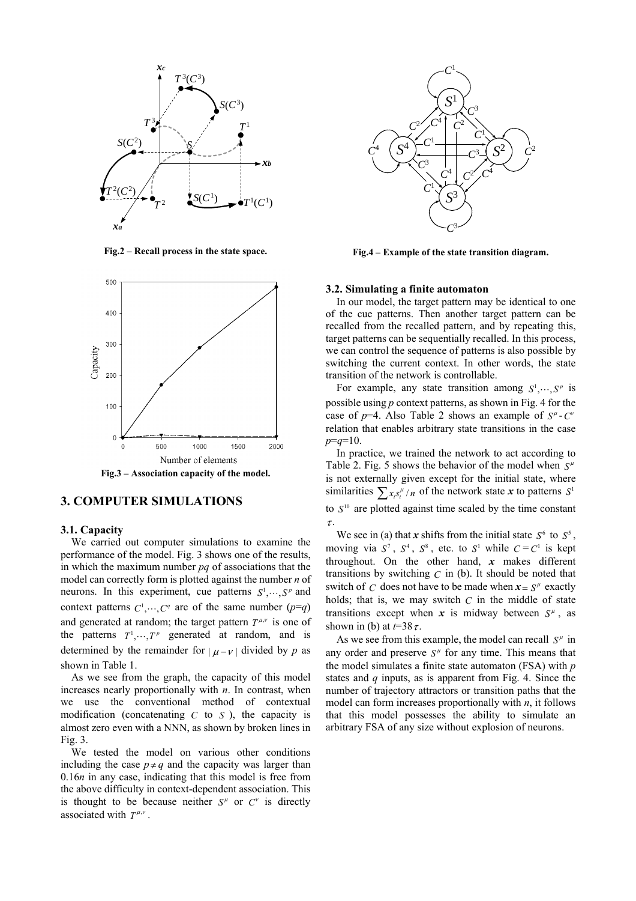Fig.2 – Recall process in the state space.

Fig.3 – Association capacity of the model.

## 3. COMPUTER SIMULATIONS

### 3.1. Capacity

We carried out computer simulations to examine the performance of the model. Fig. 3 shows one of the results, in which the maximum number $pq$ of associations that the model can correctly form is plotted against the number $n$ of neurons. In this experiment, cue patterns $S^1,\cdots,S^p$ and context patterns $C^1,\cdots,C^q$ are of the same number ($p$=$q$) and generated at random; the target pattern $T^{\mu,\nu}$ is one of the patterns $T^1,\cdots,T^p$ generated at random, and is determined by the remainder for $|\mu-\nu|$ divided by $p$ as shown in Table 1.

As we see from the graph, the capacity of this model increases nearly proportionally with $n$. In contrast, when we use the conventional method of contextual modification (concatenating $C$ to $S$), the capacity is almost zero even with a NNN, as shown by broken lines in Fig. 3.

We tested the model on various other conditions including the case $p \neq q$ and the capacity was larger than 0.16$n$ in any case, indicating that this model is free from the above difficulty in context-dependent association. This is thought to be because neither $S^\mu$ or $C^\nu$ is directly associated with $T^{\mu,\nu}$.

Fig.4 – Example of the state transition diagram.

### 3.2. Simulating a finite automaton

In our model, the target pattern may be identical to one of the cue patterns. Then another target pattern can be recalled from the recalled pattern, and by repeating this, target patterns can be sequentially recalled. In this process, we can control the sequence of patterns is also possible by switching the current context. In other words, the state transition of the network is controllable.

For example, any state transition among $S^1,\cdots,S^p$ is possible using $p$ context patterns, as shown in Fig. 4 for the case of $p$=4. Also Table 2 shows an example of $S^\mu$-$C^\nu$ relation that enables arbitrary state transitions in the case $p$=$q$=10.

In practice, we trained the network to act according to Table 2. Fig. 5 shows the behavior of the model when $S^\mu$ is not externally given except for the initial state, where similarities $\sum x_i s_i^\mu / n$ of the network state $\boldsymbol{x}$ to patterns $S^1$ to $S^{10}$ are plotted against time scaled by the time constant $\tau$.

We see in (a) that $\boldsymbol{x}$ shifts from the initial state $S^6$ to $S^5$, moving via $S^7$, $S^4$, $S^8$, etc. to $S^1$ while $C = C^1$ is kept throughout. On the other hand, $\boldsymbol{x}$ makes different transitions by switching $C$ in (b). It should be noted that switch of $C$ does not have to be made when $\boldsymbol{x} = S^\mu$ exactly holds; that is, we may switch $C$ in the middle of state transitions except when $\boldsymbol{x}$ is midway between $S^\mu$, as shown in (b) at $t$=38$\tau$.

As we see from this example, the model can recall $S^\mu$ in any order and preserve $S^\mu$ for any time. This means that the model simulates a finite state automaton (FSA) with $p$ states and $q$ inputs, as is apparent from Fig. 4. Since the number of trajectory attractors or transition paths that the model can form increases proportionally with $n$, it follows that this model possesses the ability to simulate an arbitrary FSA of any size without explosion of neurons.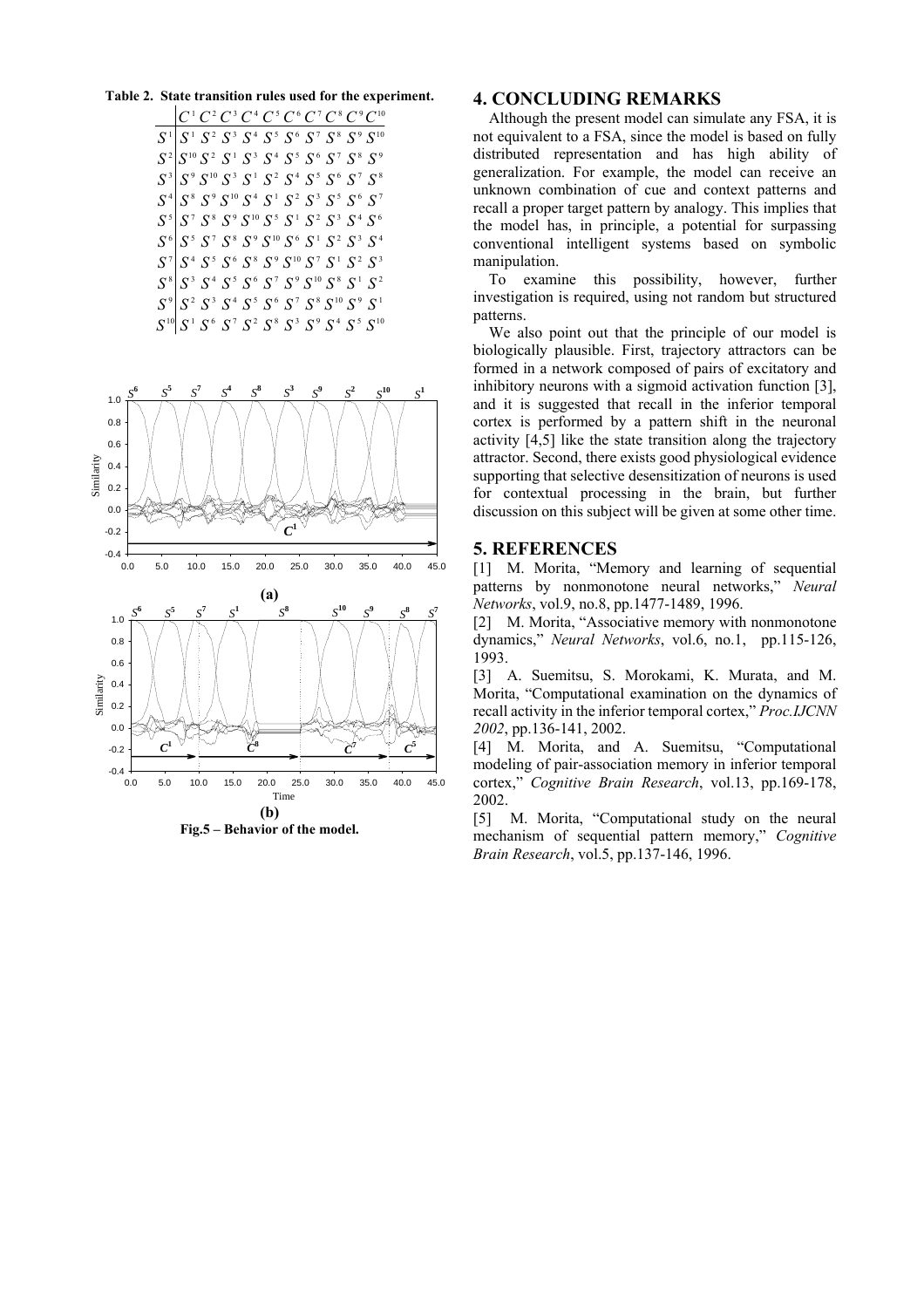**Table 2. State transition rules used for the experiment.**

| | $C^1$ | $C^2$ | $C^3$ | $C^4$ | $C^5$ | $C^6$ | $C^7$ | $C^8$ | $C^9$ | $C^{10}$ |
|---|---|---|---|---|---|---|---|---|---|---|
| $S^1$ | $S^1$ | $S^2$ | $S^3$ | $S^4$ | $S^5$ | $S^6$ | $S^7$ | $S^8$ | $S^9$ | $S^{10}$ |
| $S^2$ | $S^{10}$ | $S^2$ | $S^1$ | $S^3$ | $S^4$ | $S^5$ | $S^6$ | $S^7$ | $S^8$ | $S^9$ |
| $S^3$ | $S^9$ | $S^{10}$ | $S^3$ | $S^1$ | $S^2$ | $S^4$ | $S^5$ | $S^6$ | $S^7$ | $S^8$ |
| $S^4$ | $S^8$ | $S^9$ | $S^{10}$ | $S^4$ | $S^1$ | $S^2$ | $S^3$ | $S^5$ | $S^6$ | $S^7$ |
| $S^5$ | $S^7$ | $S^8$ | $S^9$ | $S^{10}$ | $S^5$ | $S^1$ | $S^2$ | $S^3$ | $S^4$ | $S^6$ |
| $S^6$ | $S^5$ | $S^7$ | $S^8$ | $S^9$ | $S^{10}$ | $S^6$ | $S^1$ | $S^2$ | $S^3$ | $S^4$ |
| $S^7$ | $S^4$ | $S^5$ | $S^6$ | $S^8$ | $S^9$ | $S^{10}$ | $S^7$ | $S^1$ | $S^2$ | $S^3$ |
| $S^8$ | $S^3$ | $S^4$ | $S^5$ | $S^6$ | $S^7$ | $S^9$ | $S^{10}$ | $S^8$ | $S^1$ | $S^2$ |
| $S^9$ | $S^2$ | $S^3$ | $S^4$ | $S^5$ | $S^6$ | $S^7$ | $S^8$ | $S^{10}$ | $S^9$ | $S^1$ |
| $S^{10}$ | $S^1$ | $S^6$ | $S^7$ | $S^2$ | $S^8$ | $S^3$ | $S^9$ | $S^4$ | $S^5$ | $S^{10}$ |

(a)

$S^6$ $S^5$ $S^7$ $S^4$ $S^8$ $S^3$ $S^9$ $S^2$ $S^{10}$ $S^1$

Similarity

1.0 0.8 0.6 0.4 0.2 0.0 -0.2 -0.4

$C^1$

0.0 5.0 10.0 15.0 20.0 25.0 30.0 35.0 40.0 45.0

(b)

$S^6$ $S^5$ $S^7$ $S^1$ $S^8$ $S^{10}$ $S^9$ $S^8$ $S^7$

Similarity

1.0 0.8 0.6 0.4 0.2 0.0 -0.2 -0.4

$C^1$ $C^8$ $C^7$ $C^5$

0.0 5.0 10.0 15.0 20.0 25.0 30.0 35.0 40.0 45.0

Time

**Fig.5 – Behavior of the model.**

## 4. CONCLUDING REMARKS

Although the present model can simulate any FSA, it is not equivalent to a FSA, since the model is based on fully distributed representation and has high ability of generalization. For example, the model can receive an unknown combination of cue and context patterns and recall a proper target pattern by analogy. This implies that the model has, in principle, a potential for surpassing conventional intelligent systems based on symbolic manipulation.

To examine this possibility, however, further investigation is required, using not random but structured patterns.

We also point out that the principle of our model is biologically plausible. First, trajectory attractors can be formed in a network composed of pairs of excitatory and inhibitory neurons with a sigmoid activation function [3], and it is suggested that recall in the inferior temporal cortex is performed by a pattern shift in the neuronal activity [4,5] like the state transition along the trajectory attractor. Second, there exists good physiological evidence supporting that selective desensitization of neurons is used for contextual processing in the brain, but further discussion on this subject will be given at some other time.

## 5. REFERENCES

[1] M. Morita, "Memory and learning of sequential patterns by nonmonotone neural networks," *Neural Networks*, vol.9, no.8, pp.1477-1489, 1996.

[2] M. Morita, "Associative memory with nonmonotone dynamics," *Neural Networks*, vol.6, no.1, pp.115-126, 1993.

[3] A. Suemitsu, S. Morokami, K. Murata, and M. Morita, "Computational examination on the dynamics of recall activity in the inferior temporal cortex," *Proc.IJCNN 2002*, pp.136-141, 2002.

[4] M. Morita, and A. Suemitsu, "Computational modeling of pair-association memory in inferior temporal cortex," *Cognitive Brain Research*, vol.13, pp.169-178, 2002.

[5] M. Morita, "Computational study on the neural mechanism of sequential pattern memory," *Cognitive Brain Research*, vol.5, pp.137-146, 1996.